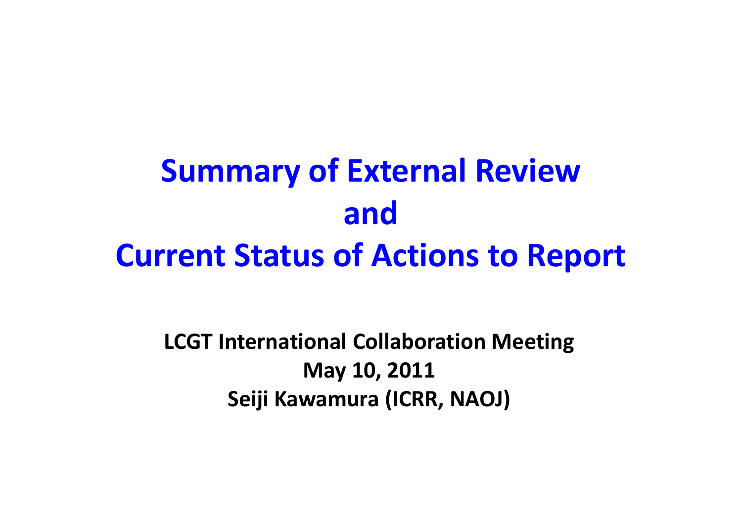# Summary of External Review and Current Status of Actions to Report

**LCGT International Collaboration Meeting**
**May 10, 2011**
**Seiji Kawamura (ICRR, NAOJ)**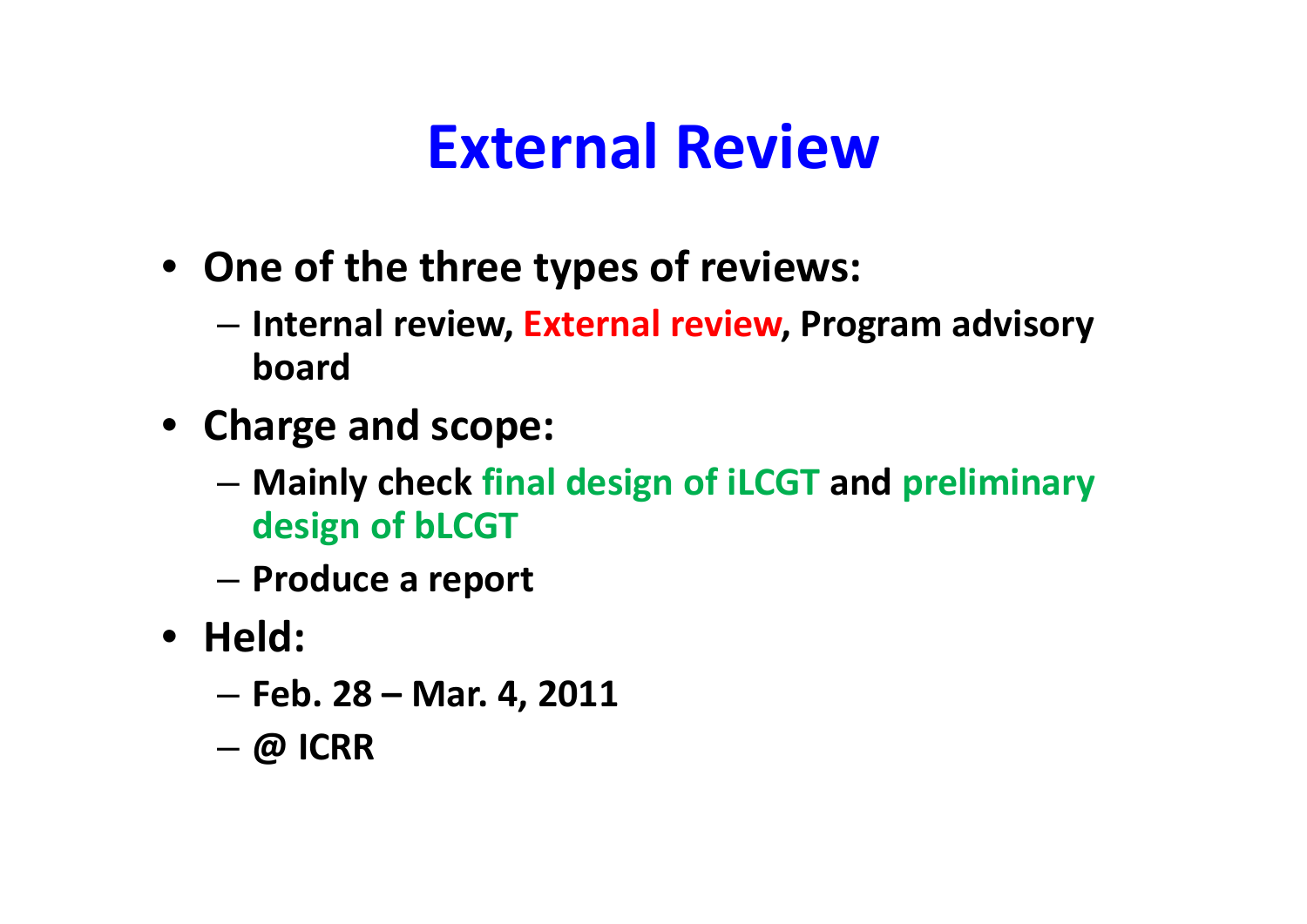# External Review

- **One of the three types of reviews:**
  - **Internal review, External review, Program advisory board**
- **Charge and scope:**
  - **Mainly check final design of iLCGT and preliminary design of bLCGT**
  - **Produce a report**
- **Held:**
  - **Feb. 28 – Mar. 4, 2011**
  - **@ ICRR**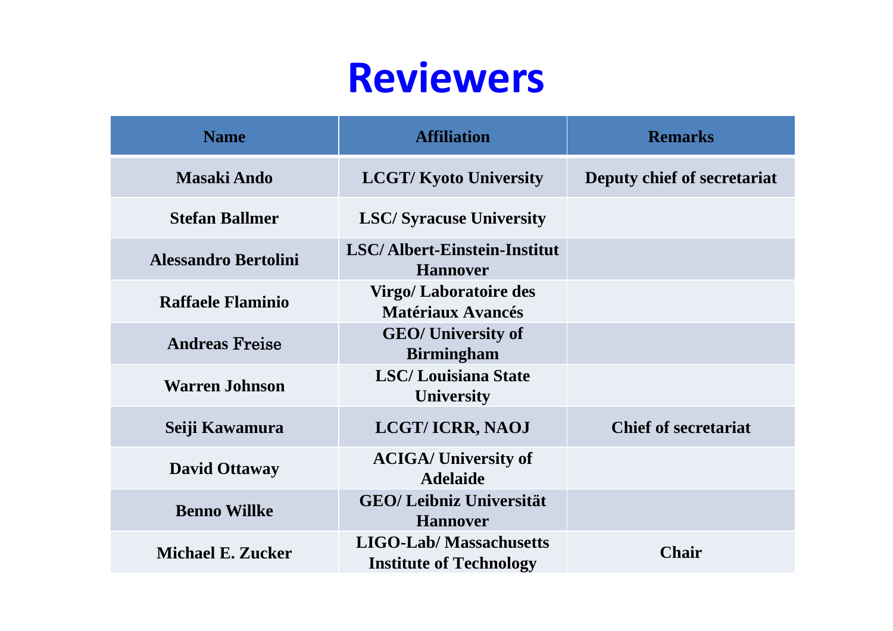# Reviewers

| Name | Affiliation | Remarks |
| --- | --- | --- |
| Masaki Ando | LCGT/ Kyoto University | Deputy chief of secretariat |
| Stefan Ballmer | LSC/ Syracuse University | |
| Alessandro Bertolini | LSC/ Albert-Einstein-Institut Hannover | |
| Raffaele Flaminio | Virgo/ Laboratoire des Matériaux Avancés | |
| Andreas Freise | GEO/ University of Birmingham | |
| Warren Johnson | LSC/ Louisiana State University | |
| Seiji Kawamura | LCGT/ ICRR, NAOJ | Chief of secretariat |
| David Ottaway | ACIGA/ University of Adelaide | |
| Benno Willke | GEO/ Leibniz Universität Hannover | |
| Michael E. Zucker | LIGO-Lab/ Massachusetts Institute of Technology | Chair |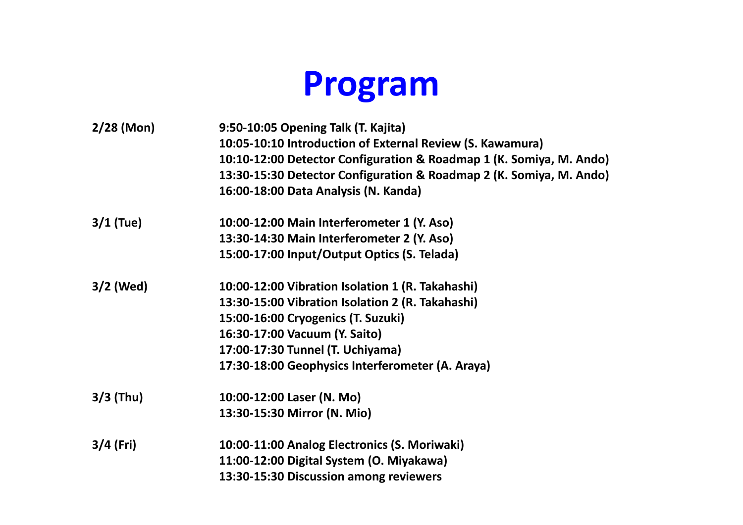# Program

| | |
|---|---|
| **2/28 (Mon)** | **9:50-10:05 Opening Talk (T. Kajita)** |
| | **10:05-10:10 Introduction of External Review (S. Kawamura)** |
| | **10:10-12:00 Detector Configuration & Roadmap 1 (K. Somiya, M. Ando)** |
| | **13:30-15:30 Detector Configuration & Roadmap 2 (K. Somiya, M. Ando)** |
| | **16:00-18:00 Data Analysis (N. Kanda)** |
| **3/1 (Tue)** | **10:00-12:00 Main Interferometer 1 (Y. Aso)** |
| | **13:30-14:30 Main Interferometer 2 (Y. Aso)** |
| | **15:00-17:00 Input/Output Optics (S. Telada)** |
| **3/2 (Wed)** | **10:00-12:00 Vibration Isolation 1 (R. Takahashi)** |
| | **13:30-15:00 Vibration Isolation 2 (R. Takahashi)** |
| | **15:00-16:00 Cryogenics (T. Suzuki)** |
| | **16:30-17:00 Vacuum (Y. Saito)** |
| | **17:00-17:30 Tunnel (T. Uchiyama)** |
| | **17:30-18:00 Geophysics Interferometer (A. Araya)** |
| **3/3 (Thu)** | **10:00-12:00 Laser (N. Mo)** |
| | **13:30-15:30 Mirror (N. Mio)** |
| **3/4 (Fri)** | **10:00-11:00 Analog Electronics (S. Moriwaki)** |
| | **11:00-12:00 Digital System (O. Miyakawa)** |
| | **13:30-15:30 Discussion among reviewers** |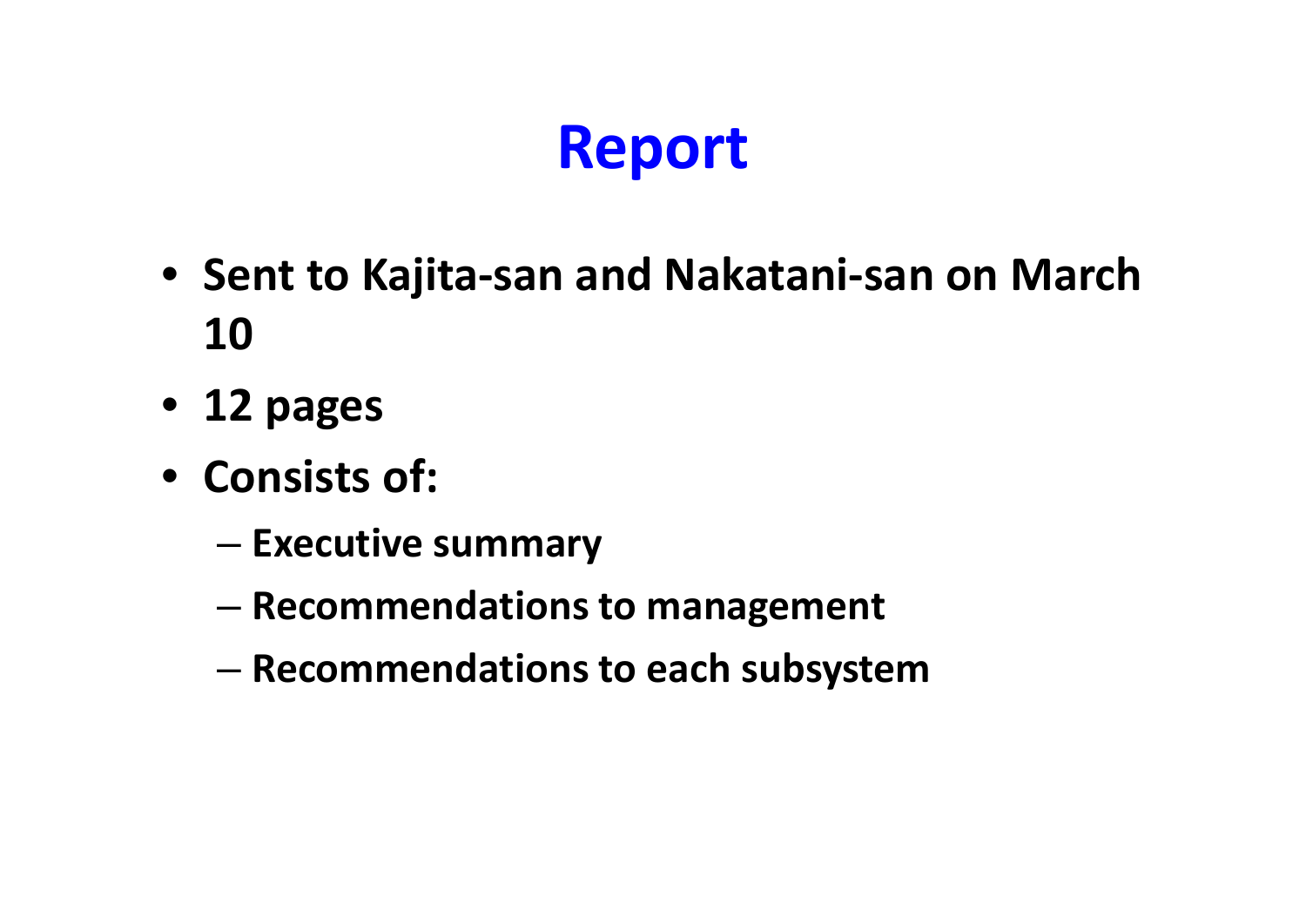# Report

- Sent to Kajita-san and Nakatani-san on March 10
- 12 pages
- Consists of:
  - Executive summary
  - Recommendations to management
  - Recommendations to each subsystem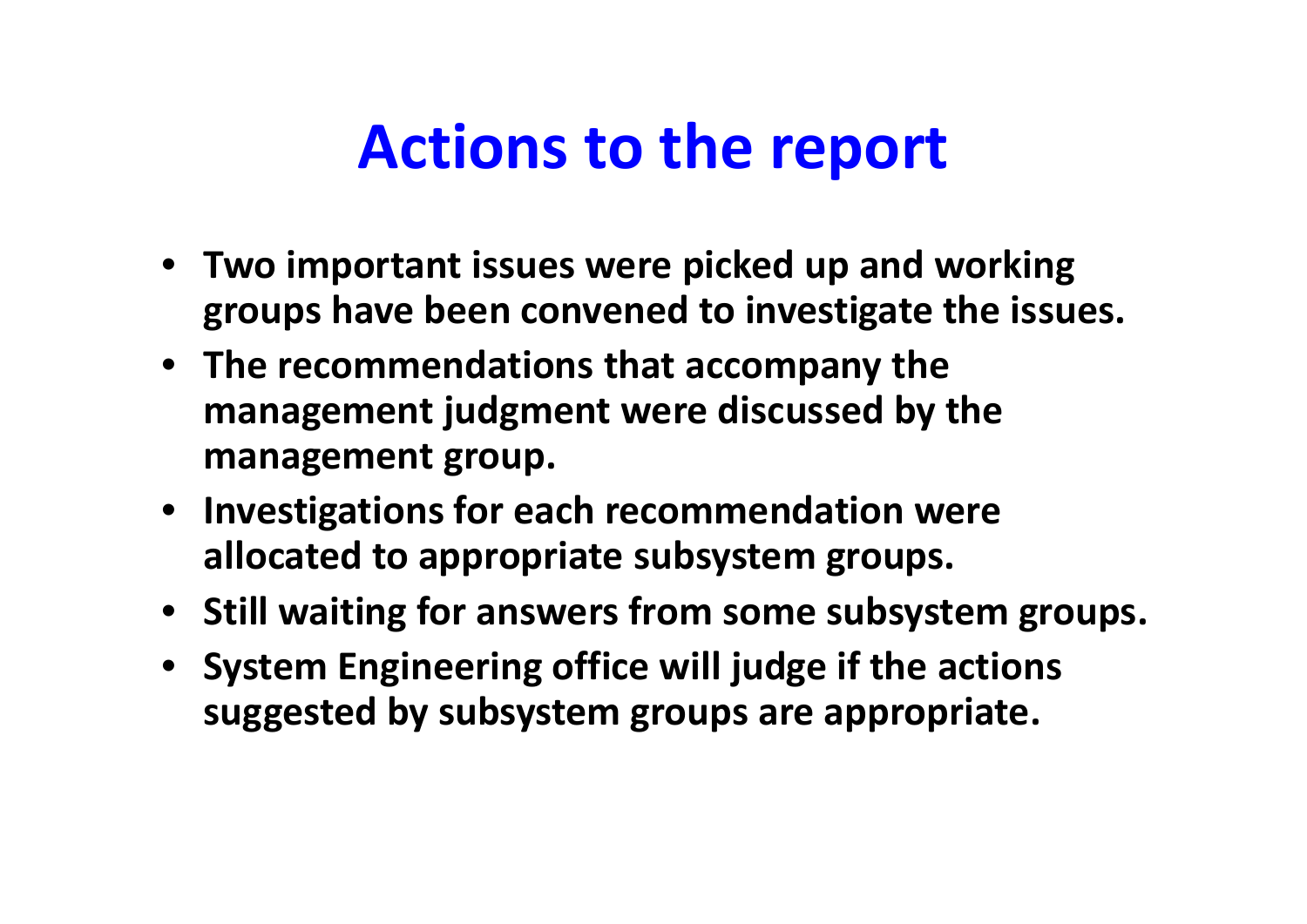# Actions to the report

- **Two important issues were picked up and working groups have been convened to investigate the issues.**
- **The recommendations that accompany the management judgment were discussed by the management group.**
- **Investigations for each recommendation were allocated to appropriate subsystem groups.**
- **Still waiting for answers from some subsystem groups.**
- **System Engineering office will judge if the actions suggested by subsystem groups are appropriate.**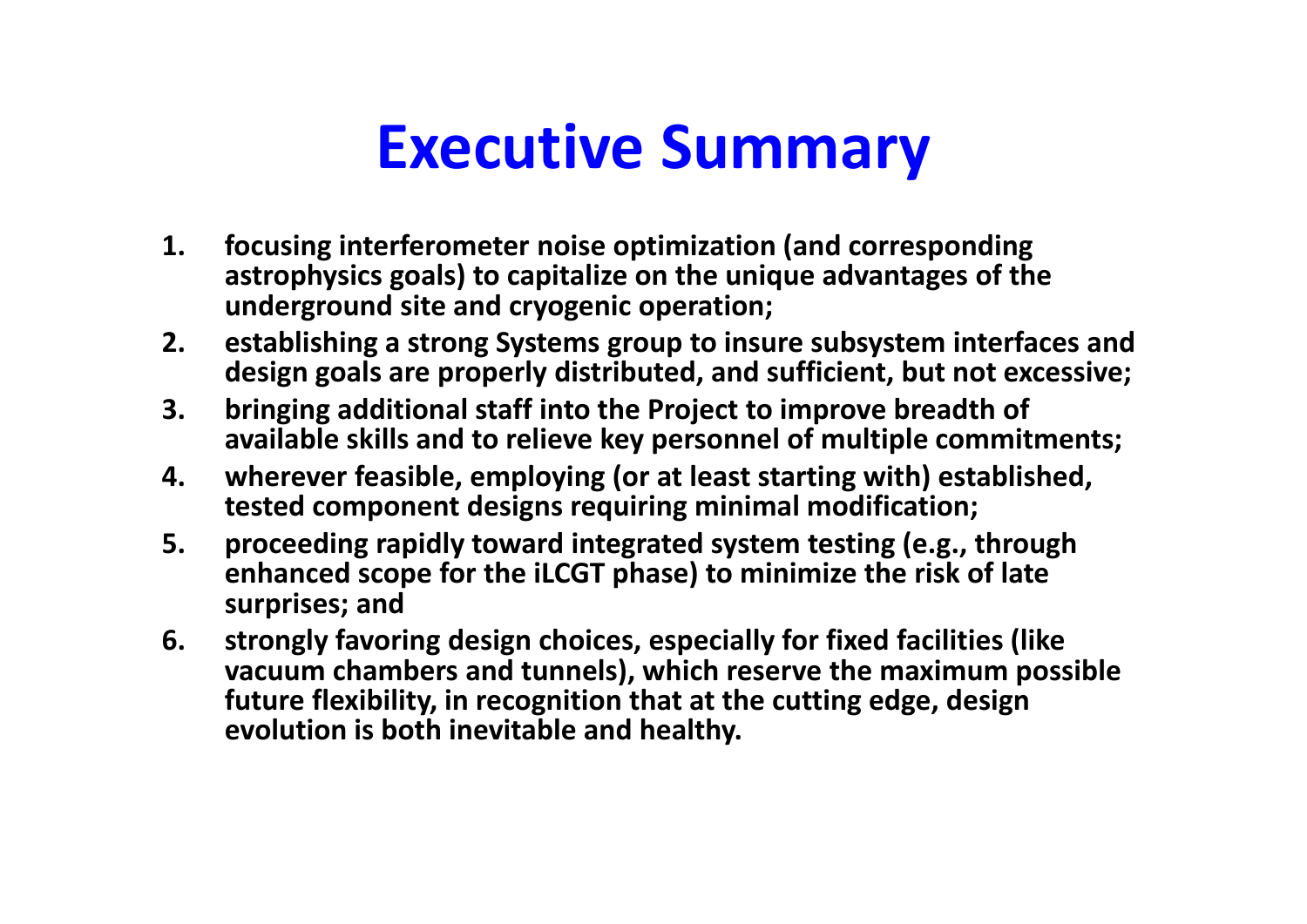# Executive Summary

1. **focusing interferometer noise optimization (and corresponding astrophysics goals) to capitalize on the unique advantages of the underground site and cryogenic operation;**
2. **establishing a strong Systems group to insure subsystem interfaces and design goals are properly distributed, and sufficient, but not excessive;**
3. **bringing additional staff into the Project to improve breadth of available skills and to relieve key personnel of multiple commitments;**
4. **wherever feasible, employing (or at least starting with) established, tested component designs requiring minimal modification;**
5. **proceeding rapidly toward integrated system testing (e.g., through enhanced scope for the iLCGT phase) to minimize the risk of late surprises; and**
6. **strongly favoring design choices, especially for fixed facilities (like vacuum chambers and tunnels), which reserve the maximum possible future flexibility, in recognition that at the cutting edge, design evolution is both inevitable and healthy.**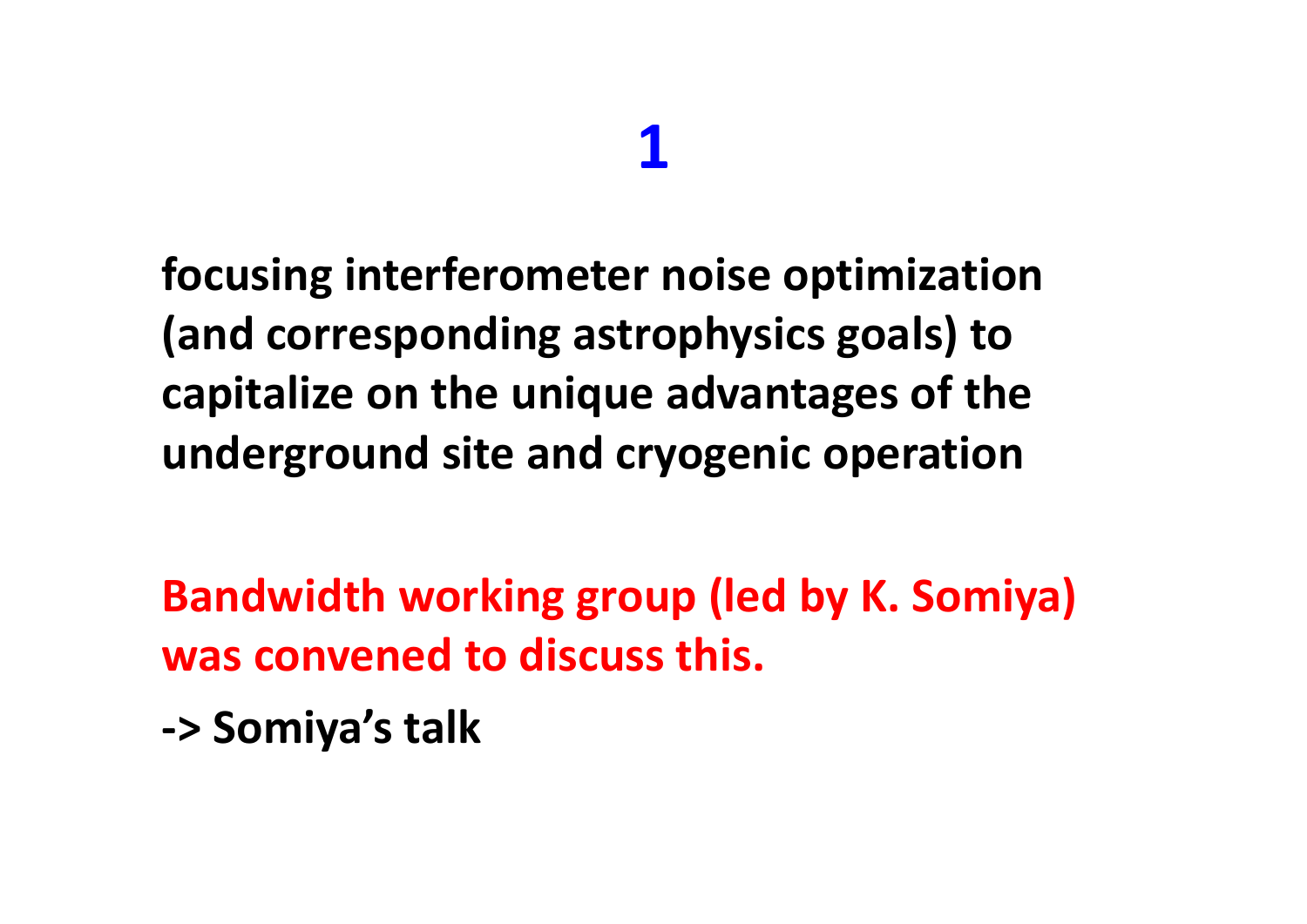# 1

**focusing interferometer noise optimization (and corresponding astrophysics goals) to capitalize on the unique advantages of the underground site and cryogenic operation**

**Bandwidth working group (led by K. Somiya) was convened to discuss this.**

**-> Somiya's talk**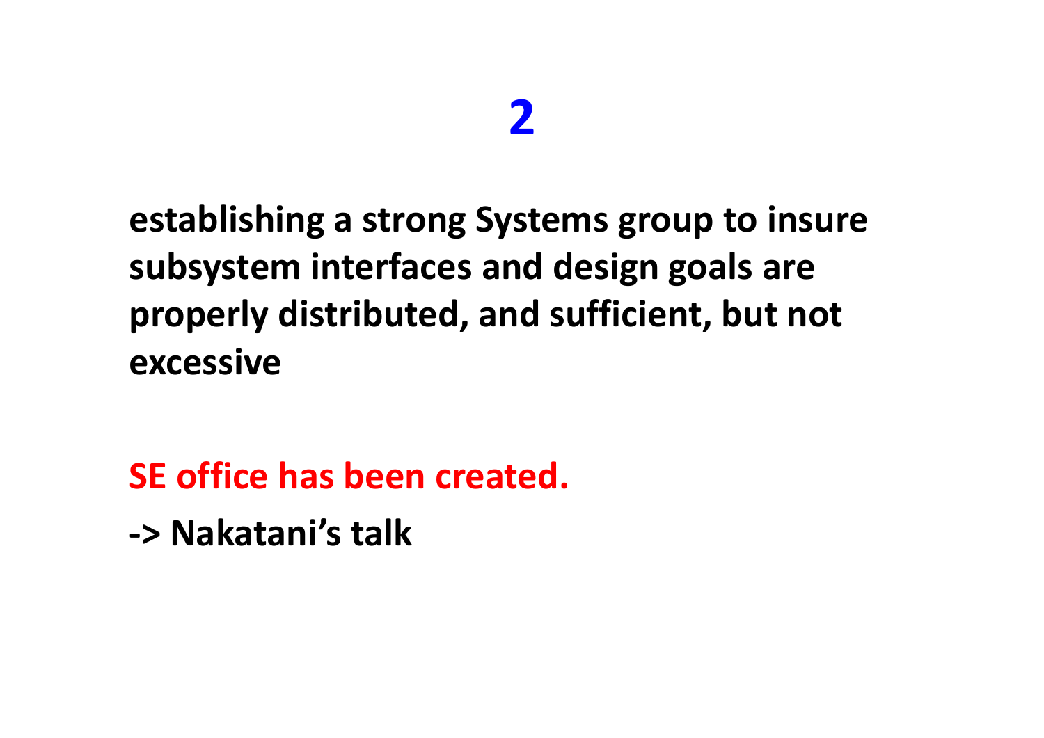# 2

**establishing a strong Systems group to insure subsystem interfaces and design goals are properly distributed, and sufficient, but not excessive**

**SE office has been created.**

**-> Nakatani's talk**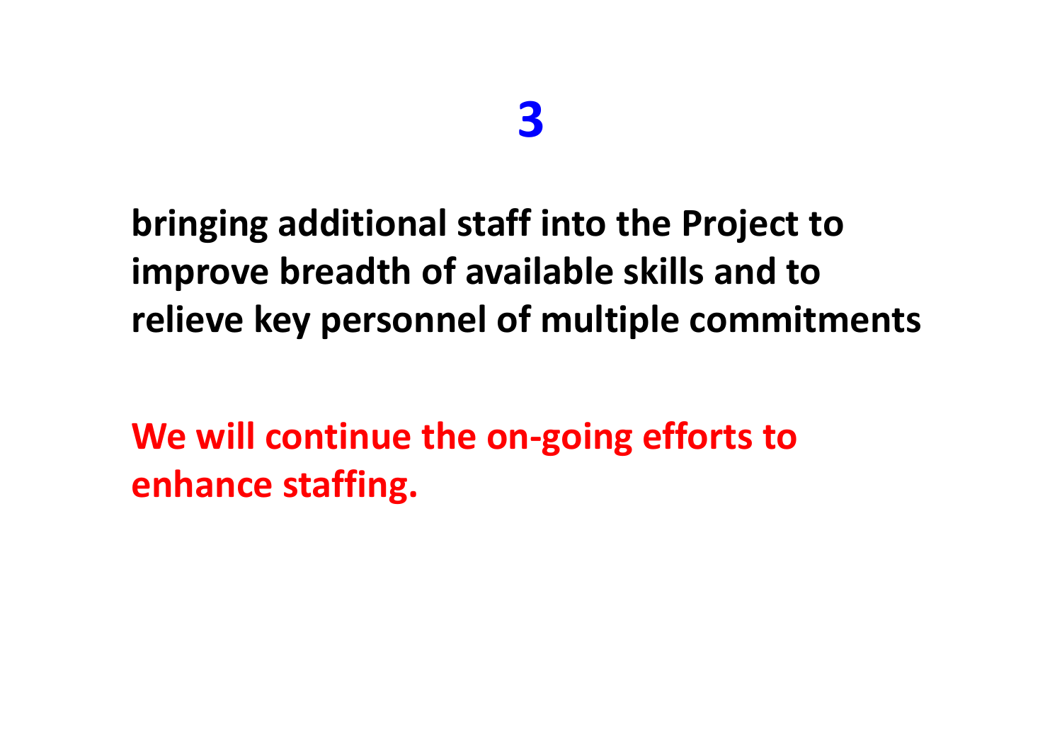# 3

**bringing additional staff into the Project to improve breadth of available skills and to relieve key personnel of multiple commitments**

**We will continue the on-going efforts to enhance staffing.**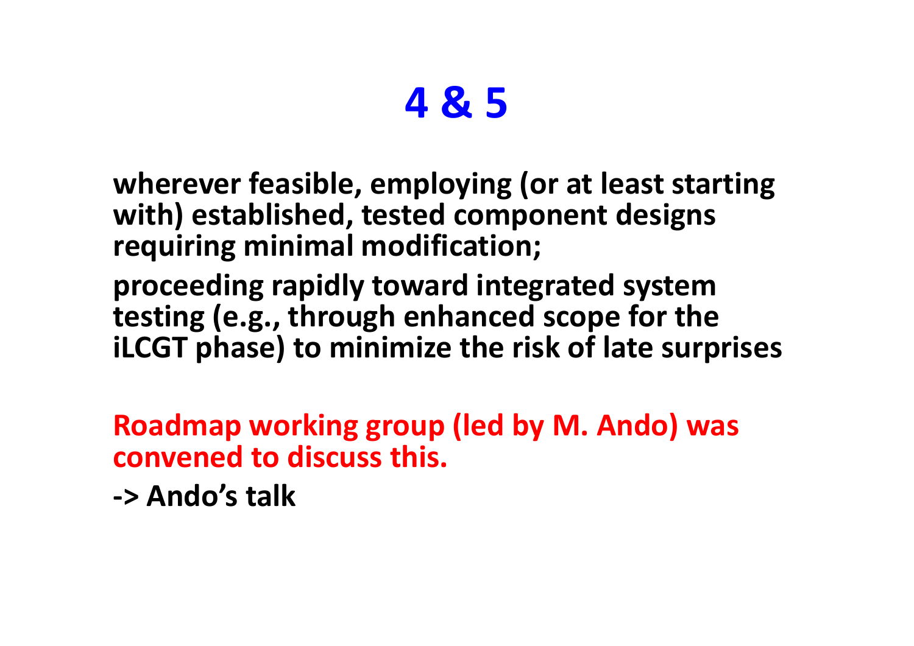# 4 & 5

**wherever feasible, employing (or at least starting with) established, tested component designs requiring minimal modification;**

**proceeding rapidly toward integrated system testing (e.g., through enhanced scope for the iLCGT phase) to minimize the risk of late surprises**

**Roadmap working group (led by M. Ando) was convened to discuss this.**

**-> Ando's talk**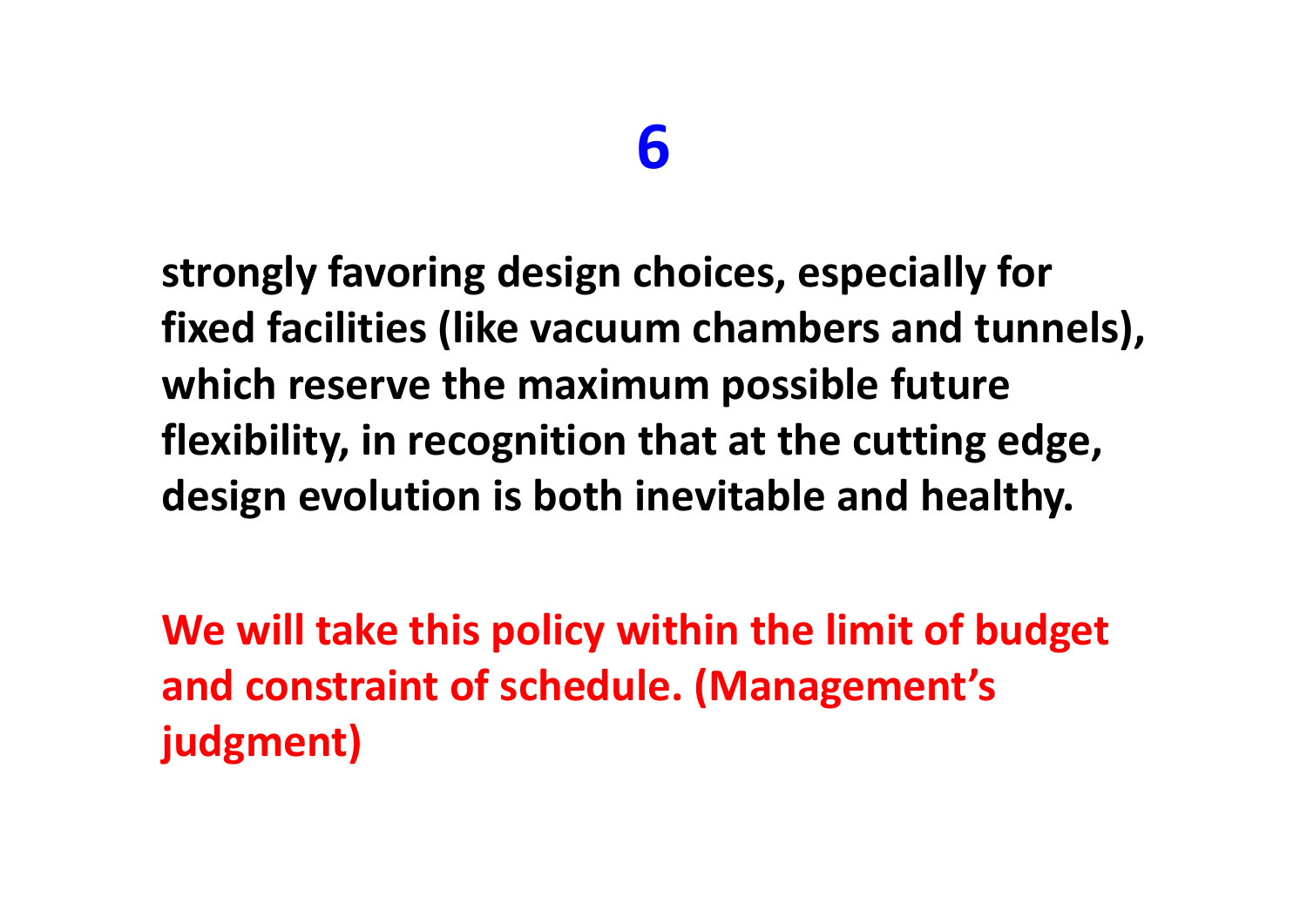# 6

**strongly favoring design choices, especially for fixed facilities (like vacuum chambers and tunnels), which reserve the maximum possible future flexibility, in recognition that at the cutting edge, design evolution is both inevitable and healthy.**

**We will take this policy within the limit of budget and constraint of schedule. (Management's judgment)**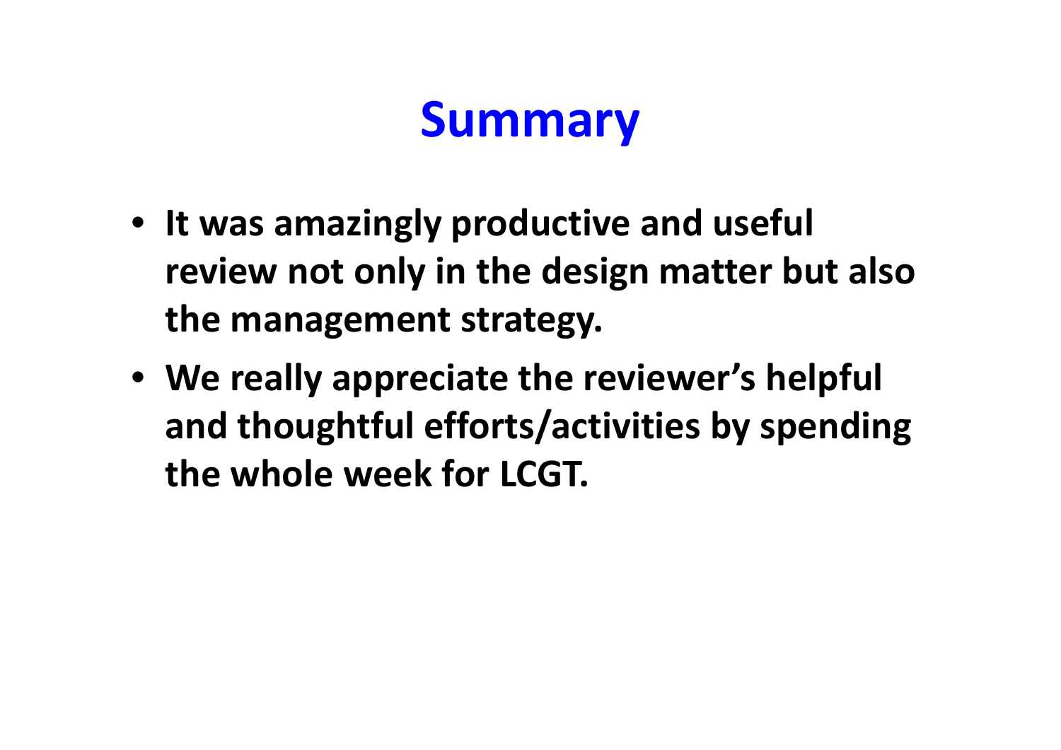# Summary

- **It was amazingly productive and useful review not only in the design matter but also the management strategy.**
- **We really appreciate the reviewer's helpful and thoughtful efforts/activities by spending the whole week for LCGT.**